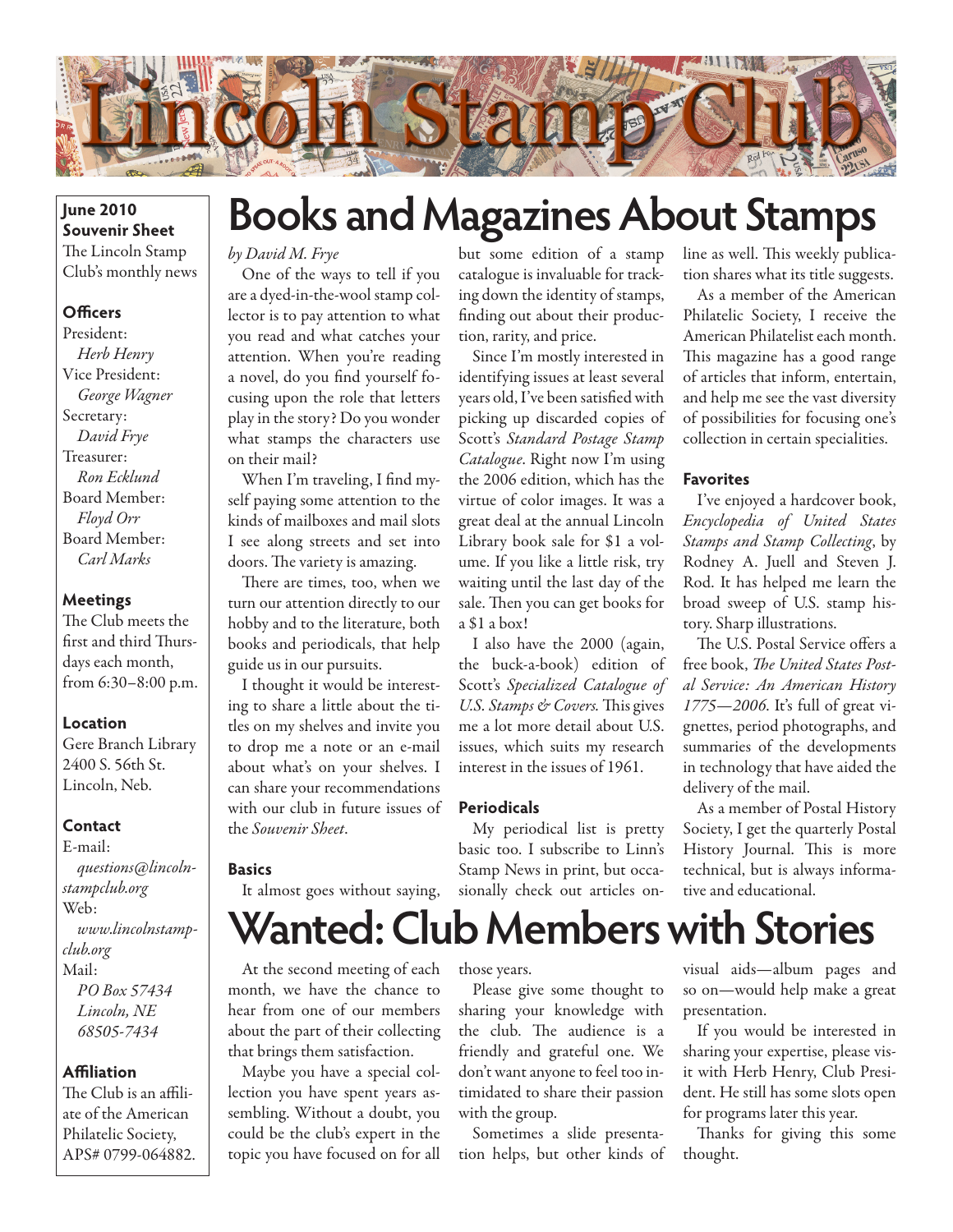# Lincoln Stamp Club

**June 2010**
**Souvenir Sheet**
The Lincoln Stamp Club's monthly news

### Officers

President:
*Herb Henry*
Vice President:
*George Wagner*
Secretary:
*David Frye*
Treasurer:
*Ron Ecklund*
Board Member:
*Floyd Orr*
Board Member:
*Carl Marks*

### Meetings

The Club meets the first and third Thursdays each month, from 6:30–8:00 p.m.

### Location

Gere Branch Library
2400 S. 56th St.
Lincoln, Neb.

### Contact

E-mail:
*questions@lincolnstampclub.org*
Web:
*www.lincolnstampclub.org*
Mail:
*PO Box 57434*
*Lincoln, NE 68505-7434*

### Affiliation

The Club is an affiliate of the American Philatelic Society, APS# 0799-064882.

## Books and Magazines About Stamps

*by David M. Frye*

One of the ways to tell if you are a dyed-in-the-wool stamp collector is to pay attention to what you read and what catches your attention. When you're reading a novel, do you find yourself focusing upon the role that letters play in the story? Do you wonder what stamps the characters use on their mail?

When I'm traveling, I find myself paying some attention to the kinds of mailboxes and mail slots I see along streets and set into doors. The variety is amazing.

There are times, too, when we turn our attention directly to our hobby and to the literature, both books and periodicals, that help guide us in our pursuits.

I thought it would be interesting to share a little about the titles on my shelves and invite you to drop me a note or an e-mail about what's on your shelves. I can share your recommendations with our club in future issues of the *Souvenir Sheet*.

### Basics

It almost goes without saying, but some edition of a stamp catalogue is invaluable for tracking down the identity of stamps, finding out about their production, rarity, and price.

Since I'm mostly interested in identifying issues at least several years old, I've been satisfied with picking up discarded copies of Scott's *Standard Postage Stamp Catalogue*. Right now I'm using the 2006 edition, which has the virtue of color images. It was a great deal at the annual Lincoln Library book sale for $1 a volume. If you like a little risk, try waiting until the last day of the sale. Then you can get books for a $1 a box!

I also have the 2000 (again, the buck-a-book) edition of Scott's *Specialized Catalogue of U.S. Stamps & Covers*. This gives me a lot more detail about U.S. issues, which suits my research interest in the issues of 1961.

### Periodicals

My periodical list is pretty basic too. I subscribe to Linn's Stamp News in print, but occasionally check out articles online as well. This weekly publication shares what its title suggests.

As a member of the American Philatelic Society, I receive the American Philatelist each month. This magazine has a good range of articles that inform, entertain, and help me see the vast diversity of possibilities for focusing one's collection in certain specialities.

### Favorites

I've enjoyed a hardcover book, *Encyclopedia of United States Stamps and Stamp Collecting*, by Rodney A. Juell and Steven J. Rod. It has helped me learn the broad sweep of U.S. stamp history. Sharp illustrations.

The U.S. Postal Service offers a free book, *The United States Postal Service: An American History 1775—2006*. It's full of great vignettes, period photographs, and summaries of the developments in technology that have aided the delivery of the mail.

As a member of Postal History Society, I get the quarterly Postal History Journal. This is more technical, but is always informative and educational.

## Wanted: Club Members with Stories

At the second meeting of each month, we have the chance to hear from one of our members about the part of their collecting that brings them satisfaction.

Maybe you have a special collection you have spent years assembling. Without a doubt, you could be the club's expert in the topic you have focused on for all those years.

Please give some thought to sharing your knowledge with the club. The audience is a friendly and grateful one. We don't want anyone to feel too intimidated to share their passion with the group.

Sometimes a slide presentation helps, but other kinds of visual aids—album pages and so on—would help make a great presentation.

If you would be interested in sharing your expertise, please visit with Herb Henry, Club President. He still has some slots open for programs later this year.

Thanks for giving this some thought.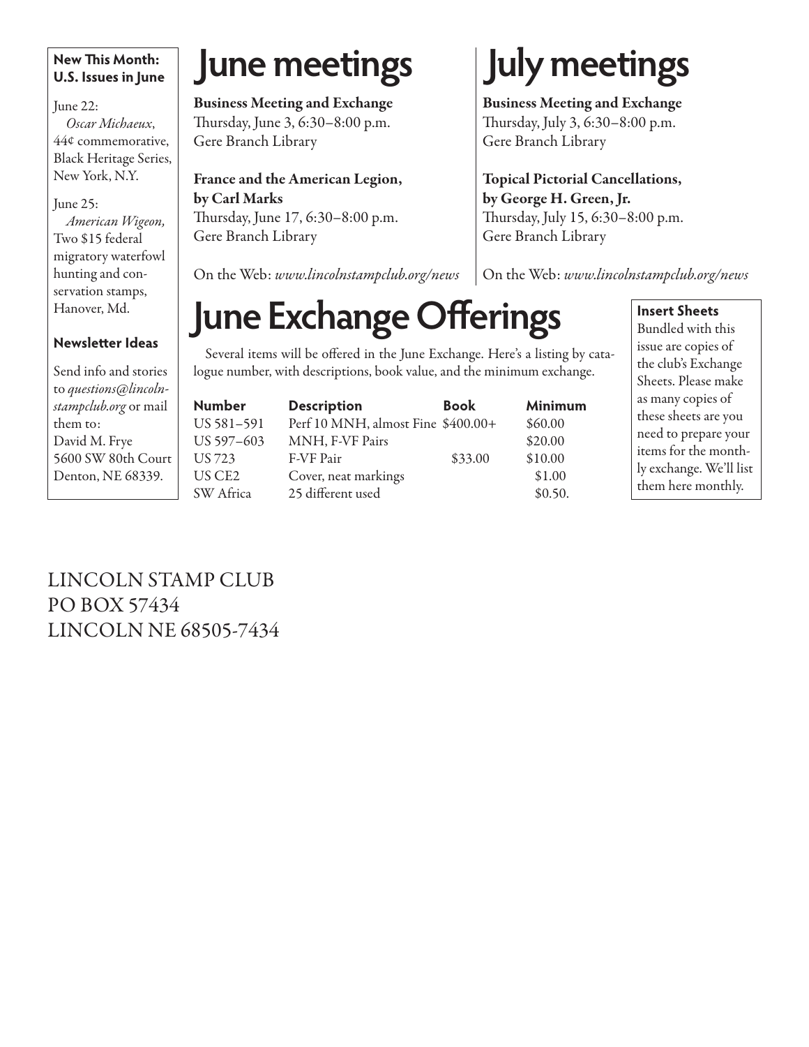**New This Month: U.S. Issues in June**

June 22:
*Oscar Michaeux*, 44¢ commemorative, Black Heritage Series, New York, N.Y.

June 25:
*American Wigeon,* Two $15 federal migratory waterfowl hunting and conservation stamps, Hanover, Md.

**Newsletter Ideas**

Send info and stories to *questions@lincolnstampclub.org* or mail them to:
David M. Frye
5600 SW 80th Court
Denton, NE 68339.

# June meetings

**Business Meeting and Exchange**
Thursday, June 3, 6:30–8:00 p.m.
Gere Branch Library

**France and the American Legion, by Carl Marks**
Thursday, June 17, 6:30–8:00 p.m.
Gere Branch Library

On the Web: *www.lincolnstampclub.org/news*

# July meetings

**Business Meeting and Exchange**
Thursday, July 3, 6:30–8:00 p.m.
Gere Branch Library

**Topical Pictorial Cancellations, by George H. Green, Jr.**
Thursday, July 15, 6:30–8:00 p.m.
Gere Branch Library

On the Web: *www.lincolnstampclub.org/news*

# June Exchange Offerings

Several items will be offered in the June Exchange. Here's a listing by catalogue number, with descriptions, book value, and the minimum exchange.

| Number | Description | Book | Minimum |
|---|---|---|---|
| US 581–591 | Perf 10 MNH, almost Fine | $400.00+ | $60.00 |
| US 597–603 | MNH, F-VF Pairs | | $20.00 |
| US 723 | F-VF Pair | $33.00 | $10.00 |
| US CE2 | Cover, neat markings | | $1.00 |
| SW Africa | 25 different used | | $0.50. |

**Insert Sheets**

Bundled with this issue are copies of the club's Exchange Sheets. Please make as many copies of these sheets are you need to prepare your items for the monthly exchange. We'll list them here monthly.

LINCOLN STAMP CLUB
PO BOX 57434
LINCOLN NE 68505-7434